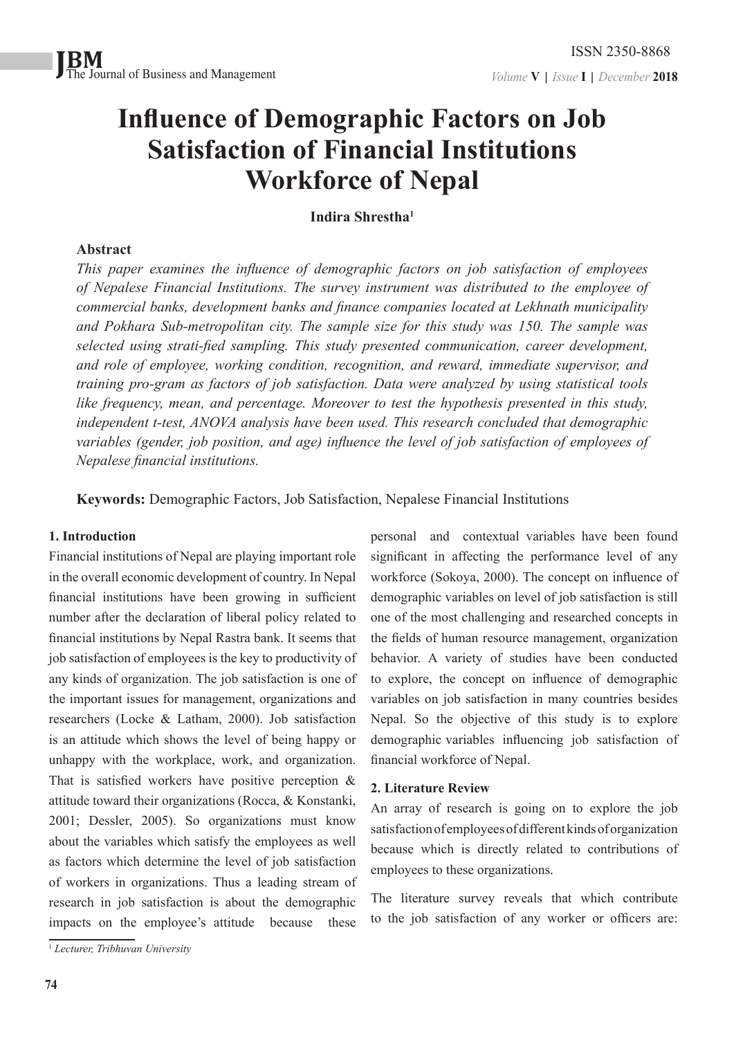# Influence of Demographic Factors on Job Satisfaction of Financial Institutions Workforce of Nepal

**Indira Shrestha[1]**

## Abstract

*This paper examines the influence of demographic factors on job satisfaction of employees of Nepalese Financial Institutions. The survey instrument was distributed to the employee of commercial banks, development banks and finance companies located at Lekhnath municipality and Pokhara Sub-metropolitan city. The sample size for this study was 150. The sample was selected using strati-fied sampling. This study presented communication, career development, and role of employee, working condition, recognition, and reward, immediate supervisor, and training pro-gram as factors of job satisfaction. Data were analyzed by using statistical tools like frequency, mean, and percentage. Moreover to test the hypothesis presented in this study, independent t-test, ANOVA analysis have been used. This research concluded that demographic variables (gender, job position, and age) influence the level of job satisfaction of employees of Nepalese financial institutions.*

**Keywords:** Demographic Factors, Job Satisfaction, Nepalese Financial Institutions

## 1. Introduction

Financial institutions of Nepal are playing important role in the overall economic development of country. In Nepal financial institutions have been growing in sufficient number after the declaration of liberal policy related to financial institutions by Nepal Rastra bank. It seems that job satisfaction of employees is the key to productivity of any kinds of organization. The job satisfaction is one of the important issues for management, organizations and researchers (Locke & Latham, 2000). Job satisfaction is an attitude which shows the level of being happy or unhappy with the workplace, work, and organization. That is satisfied workers have positive perception & attitude toward their organizations (Rocca, & Konstanki, 2001; Dessler, 2005). So organizations must know about the variables which satisfy the employees as well as factors which determine the level of job satisfaction of workers in organizations. Thus a leading stream of research in job satisfaction is about the demographic impacts on the employee's attitude because these personal and contextual variables have been found significant in affecting the performance level of any workforce (Sokoya, 2000). The concept on influence of demographic variables on level of job satisfaction is still one of the most challenging and researched concepts in the fields of human resource management, organization behavior. A variety of studies have been conducted to explore, the concept on influence of demographic variables on job satisfaction in many countries besides Nepal. So the objective of this study is to explore demographic variables influencing job satisfaction of financial workforce of Nepal.

## 2. Literature Review

An array of research is going on to explore the job satisfaction of employees of different kinds of organization because which is directly related to contributions of employees to these organizations.

The literature survey reveals that which contribute to the job satisfaction of any worker or officers are:

[1] *Lecturer, Tribhuvan University*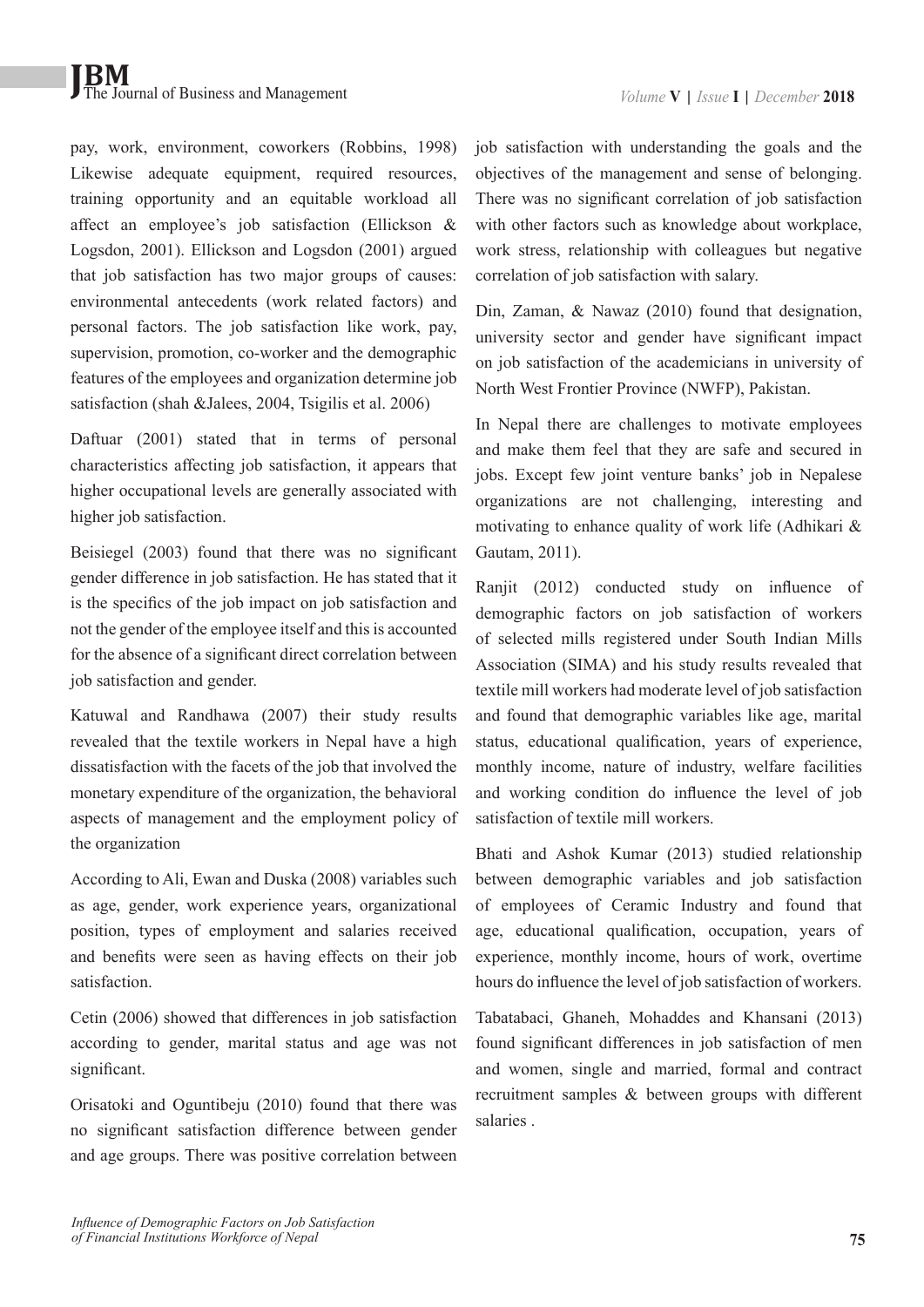pay, work, environment, coworkers (Robbins, 1998) Likewise adequate equipment, required resources, training opportunity and an equitable workload all affect an employee's job satisfaction (Ellickson & Logsdon, 2001). Ellickson and Logsdon (2001) argued that job satisfaction has two major groups of causes: environmental antecedents (work related factors) and personal factors. The job satisfaction like work, pay, supervision, promotion, co-worker and the demographic features of the employees and organization determine job satisfaction (shah &Jalees, 2004, Tsigilis et al. 2006)

Daftuar (2001) stated that in terms of personal characteristics affecting job satisfaction, it appears that higher occupational levels are generally associated with higher job satisfaction.

Beisiegel (2003) found that there was no significant gender difference in job satisfaction. He has stated that it is the specifics of the job impact on job satisfaction and not the gender of the employee itself and this is accounted for the absence of a significant direct correlation between job satisfaction and gender.

Katuwal and Randhawa (2007) their study results revealed that the textile workers in Nepal have a high dissatisfaction with the facets of the job that involved the monetary expenditure of the organization, the behavioral aspects of management and the employment policy of the organization

According to Ali, Ewan and Duska (2008) variables such as age, gender, work experience years, organizational position, types of employment and salaries received and benefits were seen as having effects on their job satisfaction.

Cetin (2006) showed that differences in job satisfaction according to gender, marital status and age was not significant.

Orisatoki and Oguntibeju (2010) found that there was no significant satisfaction difference between gender and age groups. There was positive correlation between job satisfaction with understanding the goals and the objectives of the management and sense of belonging. There was no significant correlation of job satisfaction with other factors such as knowledge about workplace, work stress, relationship with colleagues but negative correlation of job satisfaction with salary.

Din, Zaman, & Nawaz (2010) found that designation, university sector and gender have significant impact on job satisfaction of the academicians in university of North West Frontier Province (NWFP), Pakistan.

In Nepal there are challenges to motivate employees and make them feel that they are safe and secured in jobs. Except few joint venture banks' job in Nepalese organizations are not challenging, interesting and motivating to enhance quality of work life (Adhikari & Gautam, 2011).

Ranjit (2012) conducted study on influence of demographic factors on job satisfaction of workers of selected mills registered under South Indian Mills Association (SIMA) and his study results revealed that textile mill workers had moderate level of job satisfaction and found that demographic variables like age, marital status, educational qualification, years of experience, monthly income, nature of industry, welfare facilities and working condition do influence the level of job satisfaction of textile mill workers.

Bhati and Ashok Kumar (2013) studied relationship between demographic variables and job satisfaction of employees of Ceramic Industry and found that age, educational qualification, occupation, years of experience, monthly income, hours of work, overtime hours do influence the level of job satisfaction of workers.

Tabatabaci, Ghaneh, Mohaddes and Khansani (2013) found significant differences in job satisfaction of men and women, single and married, formal and contract recruitment samples & between groups with different salaries .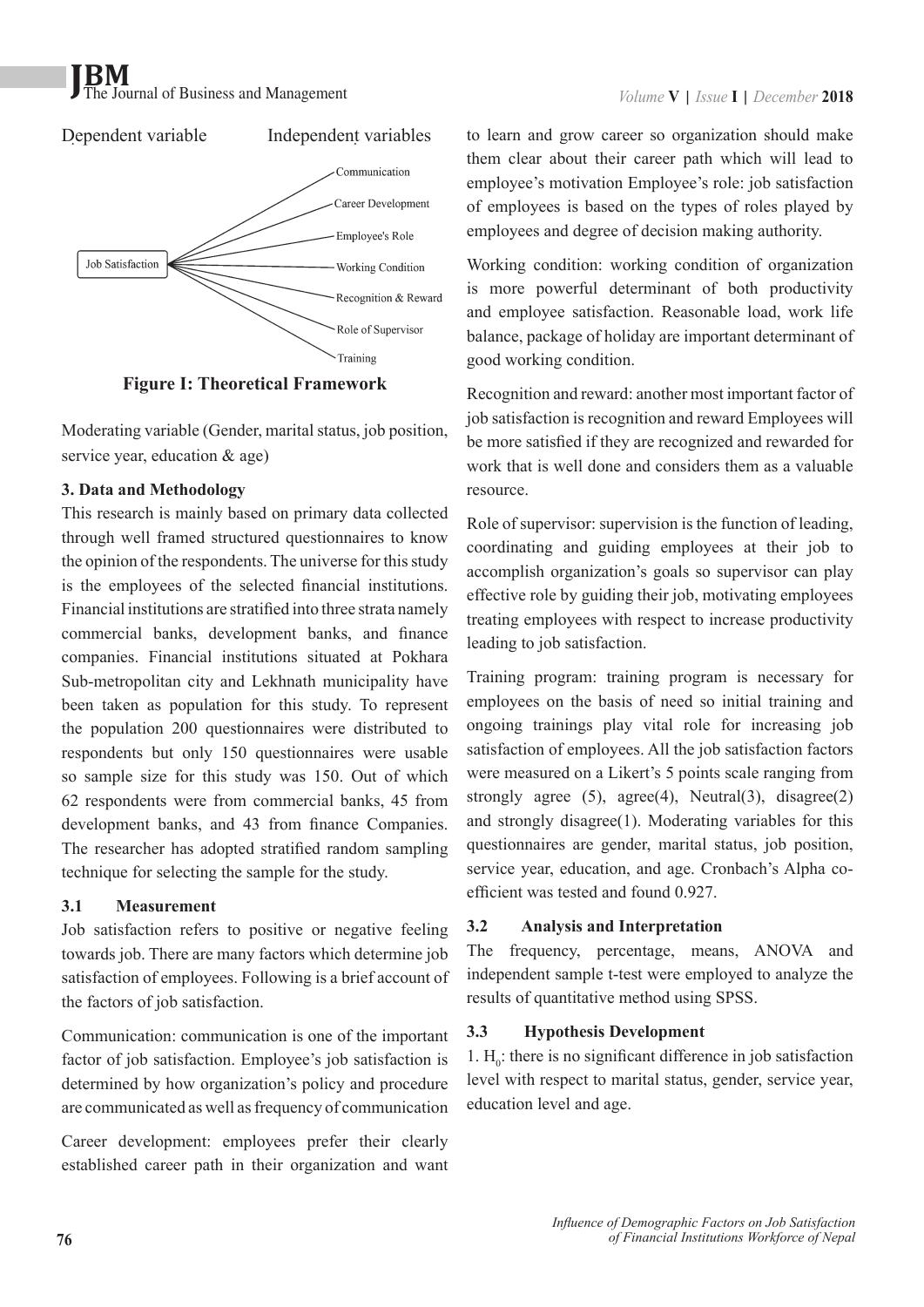Dependent variable Independent variables

Job Satisfaction → Communication, Career Development, Employee's Role, Working Condition, Recognition & Reward, Role of Supervisor, Training

**Figure I: Theoretical Framework**

Moderating variable (Gender, marital status, job position, service year, education & age)

### 3. Data and Methodology

This research is mainly based on primary data collected through well framed structured questionnaires to know the opinion of the respondents. The universe for this study is the employees of the selected financial institutions. Financial institutions are stratified into three strata namely commercial banks, development banks, and finance companies. Financial institutions situated at Pokhara Sub-metropolitan city and Lekhnath municipality have been taken as population for this study. To represent the population 200 questionnaires were distributed to respondents but only 150 questionnaires were usable so sample size for this study was 150. Out of which 62 respondents were from commercial banks, 45 from development banks, and 43 from finance Companies. The researcher has adopted stratified random sampling technique for selecting the sample for the study.

#### 3.1 Measurement

Job satisfaction refers to positive or negative feeling towards job. There are many factors which determine job satisfaction of employees. Following is a brief account of the factors of job satisfaction.

Communication: communication is one of the important factor of job satisfaction. Employee's job satisfaction is determined by how organization's policy and procedure are communicated as well as frequency of communication

Career development: employees prefer their clearly established career path in their organization and want to learn and grow career so organization should make them clear about their career path which will lead to employee's motivation Employee's role: job satisfaction of employees is based on the types of roles played by employees and degree of decision making authority.

Working condition: working condition of organization is more powerful determinant of both productivity and employee satisfaction. Reasonable load, work life balance, package of holiday are important determinant of good working condition.

Recognition and reward: another most important factor of job satisfaction is recognition and reward Employees will be more satisfied if they are recognized and rewarded for work that is well done and considers them as a valuable resource.

Role of supervisor: supervision is the function of leading, coordinating and guiding employees at their job to accomplish organization's goals so supervisor can play effective role by guiding their job, motivating employees treating employees with respect to increase productivity leading to job satisfaction.

Training program: training program is necessary for employees on the basis of need so initial training and ongoing trainings play vital role for increasing job satisfaction of employees. All the job satisfaction factors were measured on a Likert's 5 points scale ranging from strongly agree (5), agree(4), Neutral(3), disagree(2) and strongly disagree(1). Moderating variables for this questionnaires are gender, marital status, job position, service year, education, and age. Cronbach's Alpha co-efficient was tested and found 0.927.

#### 3.2 Analysis and Interpretation

The frequency, percentage, means, ANOVA and independent sample t-test were employed to analyze the results of quantitative method using SPSS.

#### 3.3 Hypothesis Development

1. $H_0$: there is no significant difference in job satisfaction level with respect to marital status, gender, service year, education level and age.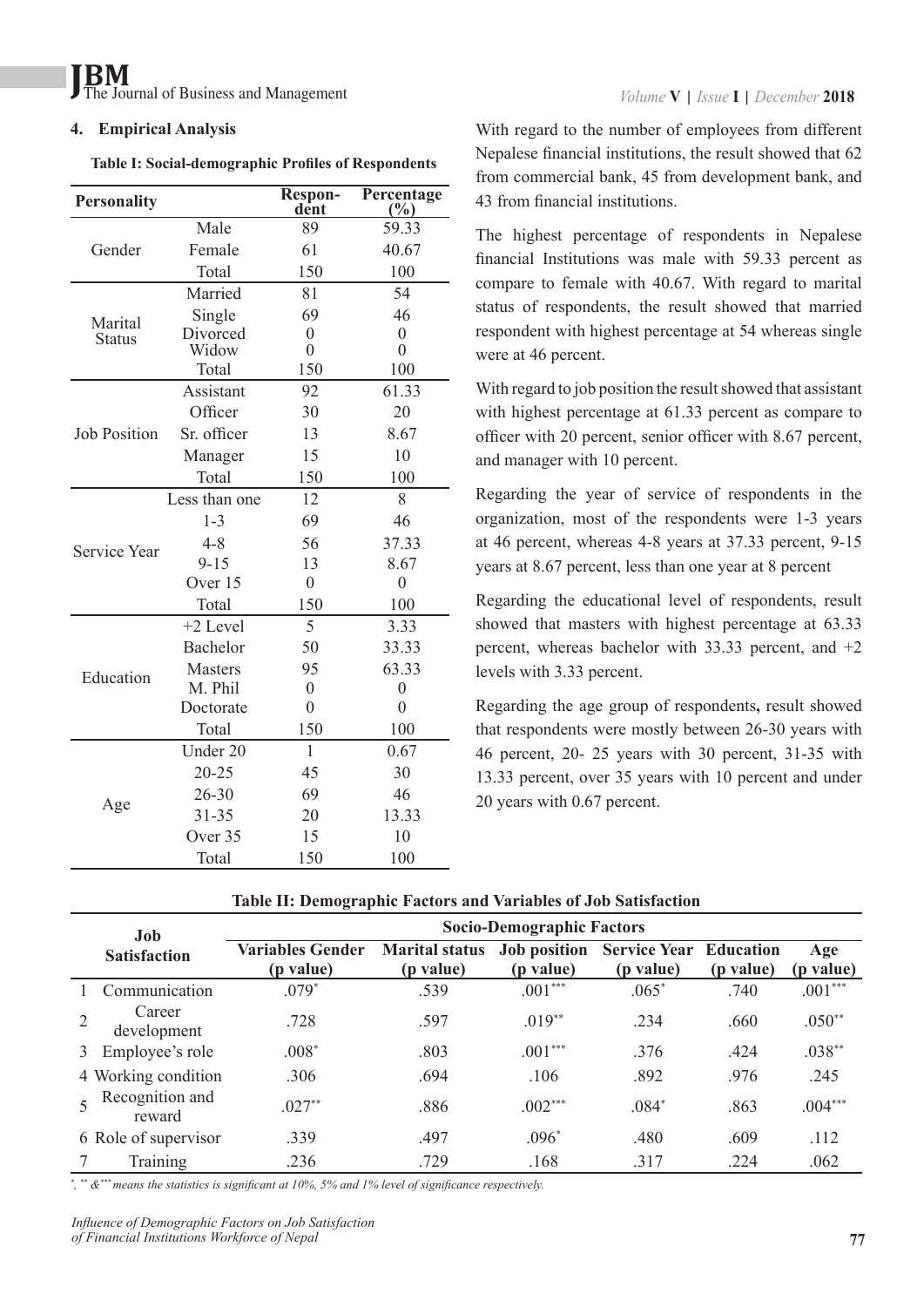## 4. Empirical Analysis

**Table I: Social-demographic Profiles of Respondents**

| Personality | | Respondent | Percentage (%) |
|---|---|---|---|
| Gender | Male | 89 | 59.33 |
| | Female | 61 | 40.67 |
| | Total | 150 | 100 |
| Marital Status | Married | 81 | 54 |
| | Single | 69 | 46 |
| | Divorced | 0 | 0 |
| | Widow | 0 | 0 |
| | Total | 150 | 100 |
| Job Position | Assistant | 92 | 61.33 |
| | Officer | 30 | 20 |
| | Sr. officer | 13 | 8.67 |
| | Manager | 15 | 10 |
| | Total | 150 | 100 |
| Service Year | Less than one | 12 | 8 |
| | 1-3 | 69 | 46 |
| | 4-8 | 56 | 37.33 |
| | 9-15 | 13 | 8.67 |
| | Over 15 | 0 | 0 |
| | Total | 150 | 100 |
| Education | +2 Level | 5 | 3.33 |
| | Bachelor | 50 | 33.33 |
| | Masters | 95 | 63.33 |
| | M. Phil | 0 | 0 |
| | Doctorate | 0 | 0 |
| | Total | 150 | 100 |
| Age | Under 20 | 1 | 0.67 |
| | 20-25 | 45 | 30 |
| | 26-30 | 69 | 46 |
| | 31-35 | 20 | 13.33 |
| | Over 35 | 15 | 10 |
| | Total | 150 | 100 |

With regard to the number of employees from different Nepalese financial institutions, the result showed that 62 from commercial bank, 45 from development bank, and 43 from financial institutions.

The highest percentage of respondents in Nepalese financial Institutions was male with 59.33 percent as compare to female with 40.67. With regard to marital status of respondents, the result showed that married respondent with highest percentage at 54 whereas single were at 46 percent.

With regard to job position the result showed that assistant with highest percentage at 61.33 percent as compare to officer with 20 percent, senior officer with 8.67 percent, and manager with 10 percent.

Regarding the year of service of respondents in the organization, most of the respondents were 1-3 years at 46 percent, whereas 4-8 years at 37.33 percent, 9-15 years at 8.67 percent, less than one year at 8 percent

Regarding the educational level of respondents, result showed that masters with highest percentage at 63.33 percent, whereas bachelor with 33.33 percent, and +2 levels with 3.33 percent.

Regarding the age group of respondents**,** result showed that respondents were mostly between 26-30 years with 46 percent, 20- 25 years with 30 percent, 31-35 with 13.33 percent, over 35 years with 10 percent and under 20 years with 0.67 percent.

**Table II: Demographic Factors and Variables of Job Satisfaction**

| | Job Satisfaction | Socio-Demographic Factors | | | | | |
|---|---|---|---|---|---|---|---|
| | | Variables Gender (p value) | Marital status (p value) | Job position (p value) | Service Year (p value) | Education (p value) | Age (p value) |
| 1 | Communication | .079* | .539 | .001*** | .065* | .740 | .001*** |
| 2 | Career development | .728 | .597 | .019** | .234 | .660 | .050** |
| 3 | Employee's role | .008* | .803 | .001*** | .376 | .424 | .038** |
| 4 | Working condition | .306 | .694 | .106 | .892 | .976 | .245 |
| 5 | Recognition and reward | .027** | .886 | .002*** | .084* | .863 | .004*** |
| 6 | Role of supervisor | .339 | .497 | .096* | .480 | .609 | .112 |
| 7 | Training | .236 | .729 | .168 | .317 | .224 | .062 |

*\*, \*\* &\*\*\* means the statistics is significant at 10%, 5% and 1% level of significance respectively.*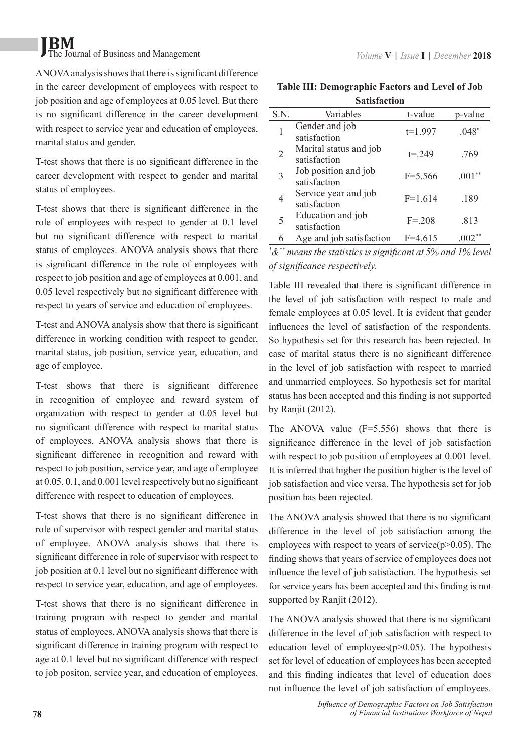ANOVA analysis shows that there is significant difference in the career development of employees with respect to job position and age of employees at 0.05 level. But there is no significant difference in the career development with respect to service year and education of employees, marital status and gender.

T-test shows that there is no significant difference in the career development with respect to gender and marital status of employees.

T-test shows that there is significant difference in the role of employees with respect to gender at 0.1 level but no significant difference with respect to marital status of employees. ANOVA analysis shows that there is significant difference in the role of employees with respect to job position and age of employees at 0.001, and 0.05 level respectively but no significant difference with respect to years of service and education of employees.

T-test and ANOVA analysis show that there is significant difference in working condition with respect to gender, marital status, job position, service year, education, and age of employee.

T-test shows that there is significant difference in recognition of employee and reward system of organization with respect to gender at 0.05 level but no significant difference with respect to marital status of employees. ANOVA analysis shows that there is significant difference in recognition and reward with respect to job position, service year, and age of employee at 0.05, 0.1, and 0.001 level respectively but no significant difference with respect to education of employees.

T-test shows that there is no significant difference in role of supervisor with respect gender and marital status of employee. ANOVA analysis shows that there is significant difference in role of supervisor with respect to job position at 0.1 level but no significant difference with respect to service year, education, and age of employees.

T-test shows that there is no significant difference in training program with respect to gender and marital status of employees. ANOVA analysis shows that there is significant difference in training program with respect to age at 0.1 level but no significant difference with respect to job positon, service year, and education of employees.

**Table III: Demographic Factors and Level of Job Satisfaction**

| S.N. | Variables | t-value | p-value |
|---|---|---|---|
| 1 | Gender and job satisfaction | t=1.997 | .048* |
| 2 | Marital status and job satisfaction | t=.249 | .769 |
| 3 | Job position and job satisfaction | F=5.566 | .001** |
| 4 | Service year and job satisfaction | F=1.614 | .189 |
| 5 | Education and job satisfaction | F=.208 | .813 |
| 6 | Age and job satisfaction | F=4.615 | .002** |

*\*&\*\* means the statistics is significant at 5% and 1% level of significance respectively.*

Table III revealed that there is significant difference in the level of job satisfaction with respect to male and female employees at 0.05 level. It is evident that gender influences the level of satisfaction of the respondents. So hypothesis set for this research has been rejected. In case of marital status there is no significant difference in the level of job satisfaction with respect to married and unmarried employees. So hypothesis set for marital status has been accepted and this finding is not supported by Ranjit (2012).

The ANOVA value (F=5.556) shows that there is significance difference in the level of job satisfaction with respect to job position of employees at 0.001 level. It is inferred that higher the position higher is the level of job satisfaction and vice versa. The hypothesis set for job position has been rejected.

The ANOVA analysis showed that there is no significant difference in the level of job satisfaction among the employees with respect to years of service($p>0.05$). The finding shows that years of service of employees does not influence the level of job satisfaction. The hypothesis set for service years has been accepted and this finding is not supported by Ranjit (2012).

The ANOVA analysis showed that there is no significant difference in the level of job satisfaction with respect to education level of employees($p>0.05$). The hypothesis set for level of education of employees has been accepted and this finding indicates that level of education does not influence the level of job satisfaction of employees.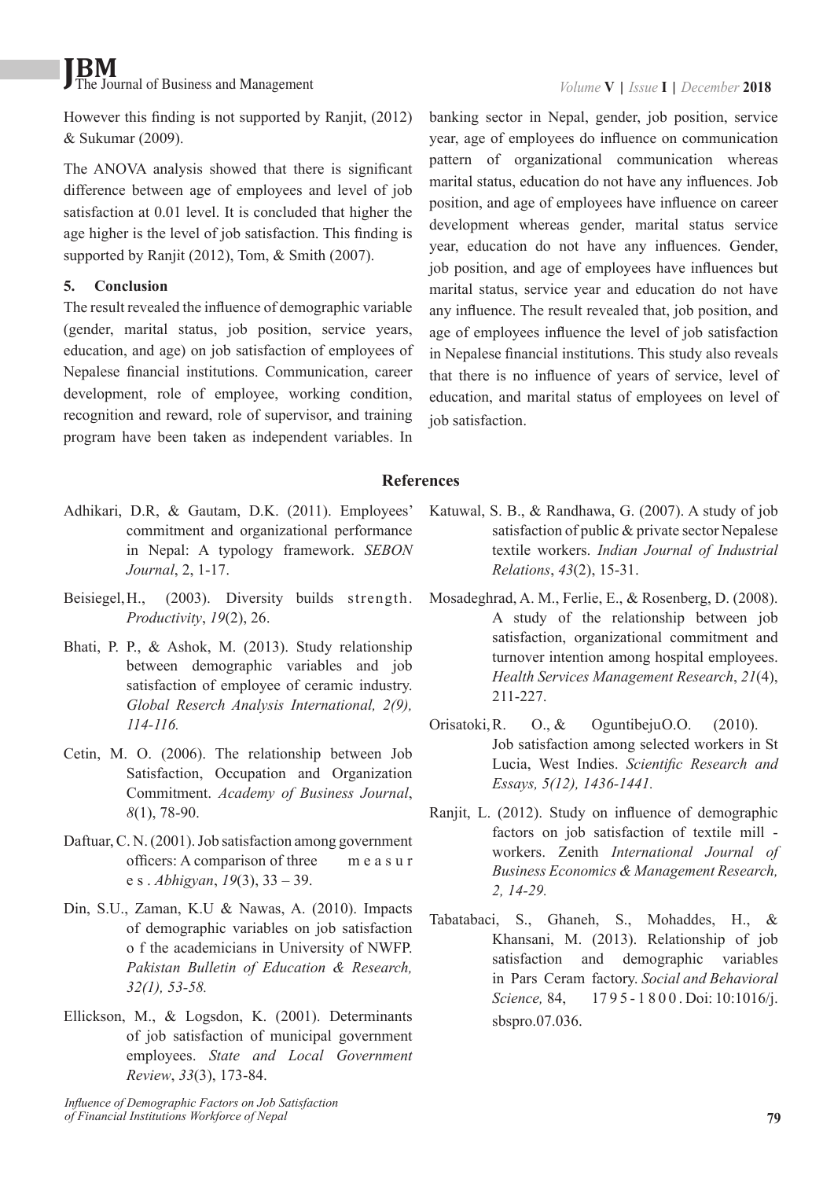However this finding is not supported by Ranjit, (2012) & Sukumar (2009).

The ANOVA analysis showed that there is significant difference between age of employees and level of job satisfaction at 0.01 level. It is concluded that higher the age higher is the level of job satisfaction. This finding is supported by Ranjit (2012), Tom, & Smith (2007).

## 5. Conclusion

The result revealed the influence of demographic variable (gender, marital status, job position, service years, education, and age) on job satisfaction of employees of Nepalese financial institutions. Communication, career development, role of employee, working condition, recognition and reward, role of supervisor, and training program have been taken as independent variables. In banking sector in Nepal, gender, job position, service year, age of employees do influence on communication pattern of organizational communication whereas marital status, education do not have any influences. Job position, and age of employees have influence on career development whereas gender, marital status service year, education do not have any influences. Gender, job position, and age of employees have influences but marital status, service year and education do not have any influence. The result revealed that, job position, and age of employees influence the level of job satisfaction in Nepalese financial institutions. This study also reveals that there is no influence of years of service, level of education, and marital status of employees on level of job satisfaction.

## References

Adhikari, D.R, & Gautam, D.K. (2011). Employees' commitment and organizational performance in Nepal: A typology framework. *SEBON Journal*, 2, 1-17.

Beisiegel, H., (2003). Diversity builds strength. *Productivity*, *19*(2), 26.

Bhati, P. P., & Ashok, M. (2013). Study relationship between demographic variables and job satisfaction of employee of ceramic industry. *Global Reserch Analysis International, 2(9), 114-116.*

Cetin, M. O. (2006). The relationship between Job Satisfaction, Occupation and Organization Commitment. *Academy of Business Journal*, *8*(1), 78-90.

Daftuar, C. N. (2001). Job satisfaction among government officers: A comparison of three measures. *Abhigyan*, *19*(3), 33 – 39.

Din, S.U., Zaman, K.U & Nawas, A. (2010). Impacts of demographic variables on job satisfaction of the academicians in University of NWFP. *Pakistan Bulletin of Education & Research, 32(1), 53-58.*

Ellickson, M., & Logsdon, K. (2001). Determinants of job satisfaction of municipal government employees. *State and Local Government Review*, *33*(3), 173-84.

Katuwal, S. B., & Randhawa, G. (2007). A study of job satisfaction of public & private sector Nepalese textile workers. *Indian Journal of Industrial Relations*, *43*(2), 15-31.

Mosadeghrad, A. M., Ferlie, E., & Rosenberg, D. (2008). A study of the relationship between job satisfaction, organizational commitment and turnover intention among hospital employees. *Health Services Management Research*, *21*(4), 211-227.

Orisatoki, R. O., & OguntibejuO.O. (2010). Job satisfaction among selected workers in St Lucia, West Indies. *Scientific Research and Essays, 5(12), 1436-1441.*

Ranjit, L. (2012). Study on influence of demographic factors on job satisfaction of textile mill - workers. Zenith *International Journal of Business Economics & Management Research, 2, 14-29.*

Tabatabaci, S., Ghaneh, S., Mohaddes, H., & Khansani, M. (2013). Relationship of job satisfaction and demographic variables in Pars Ceram factory. *Social and Behavioral Science,* 84, 1795-1800. Doi: 10:1016/j.sbspro.07.036.